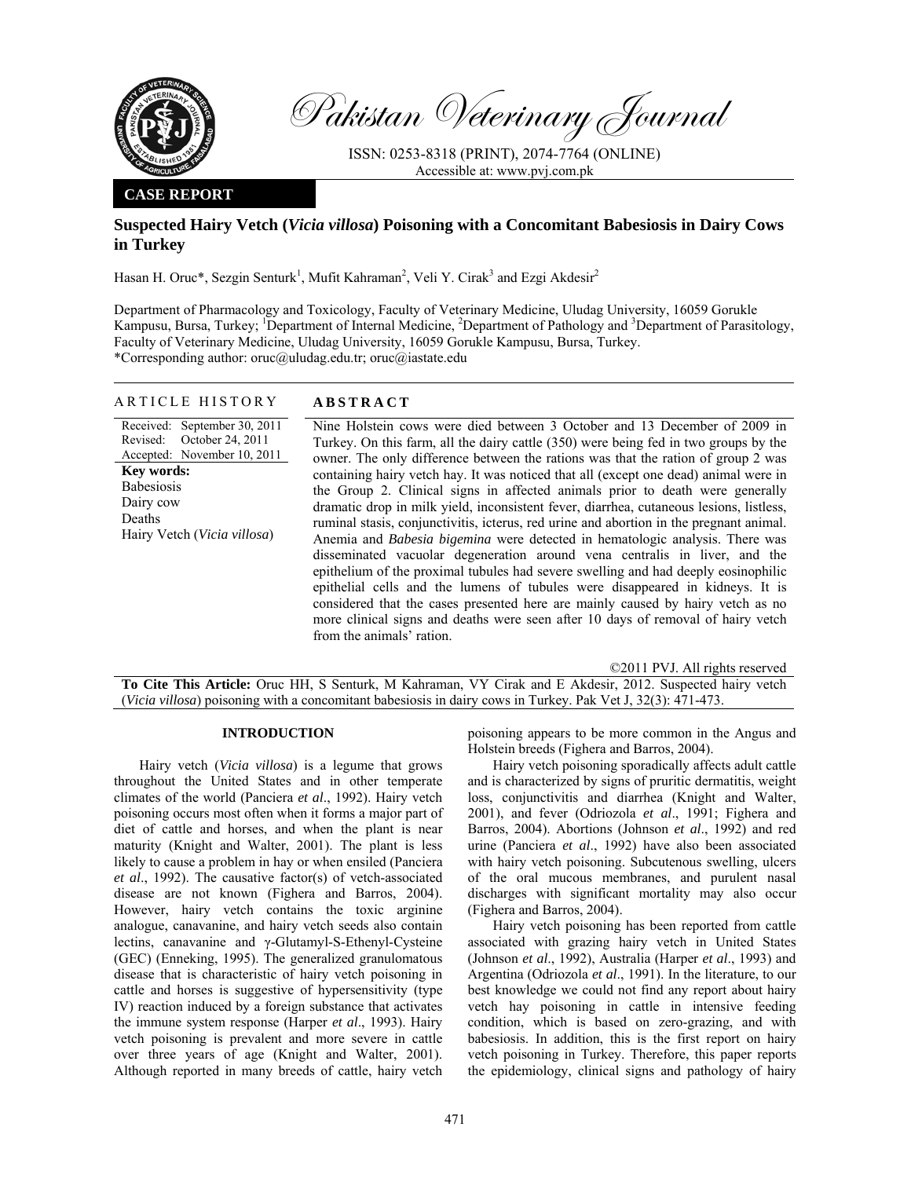# Pakistan Veterinary Journal

ISSN: 0253-8318 (PRINT), 2074-7764 (ONLINE)
Accessible at: www.pvj.com.pk

**CASE REPORT**

## Suspected Hairy Vetch (*Vicia villosa*) Poisoning with a Concomitant Babesiosis in Dairy Cows in Turkey

Hasan H. Oruc*, Sezgin Senturk[1], Mufit Kahraman[2], Veli Y. Cirak[3] and Ezgi Akdesir[2]

Department of Pharmacology and Toxicology, Faculty of Veterinary Medicine, Uludag University, 16059 Gorukle Kampusu, Bursa, Turkey; [1]Department of Internal Medicine, [2]Department of Pathology and [3]Department of Parasitology, Faculty of Veterinary Medicine, Uludag University, 16059 Gorukle Kampusu, Bursa, Turkey.
*Corresponding author: oruc@uludag.edu.tr; oruc@iastate.edu

**ARTICLE HISTORY**

Received: September 30, 2011
Revised: October 24, 2011
Accepted: November 10, 2011

**Key words:**
Babesiosis
Dairy cow
Deaths
Hairy Vetch (*Vicia villosa*)

**ABSTRACT**

Nine Holstein cows were died between 3 October and 13 December of 2009 in Turkey. On this farm, all the dairy cattle (350) were being fed in two groups by the owner. The only difference between the rations was that the ration of group 2 was containing hairy vetch hay. It was noticed that all (except one dead) animal were in the Group 2. Clinical signs in affected animals prior to death were generally dramatic drop in milk yield, inconsistent fever, diarrhea, cutaneous lesions, listless, ruminal stasis, conjunctivitis, icterus, red urine and abortion in the pregnant animal. Anemia and *Babesia bigemina* were detected in hematologic analysis. There was disseminated vacuolar degeneration around vena centralis in liver, and the epithelium of the proximal tubules had severe swelling and had deeply eosinophilic epithelial cells and the lumens of tubules were disappeared in kidneys. It is considered that the cases presented here are mainly caused by hairy vetch as no more clinical signs and deaths were seen after 10 days of removal of hairy vetch from the animals' ration.

©2011 PVJ. All rights reserved

**To Cite This Article:** Oruc HH, S Senturk, M Kahraman, VY Cirak and E Akdesir, 2012. Suspected hairy vetch (*Vicia villosa*) poisoning with a concomitant babesiosis in dairy cows in Turkey. Pak Vet J, 32(3): 471-473.

## INTRODUCTION

Hairy vetch (*Vicia villosa*) is a legume that grows throughout the United States and in other temperate climates of the world (Panciera *et al*., 1992). Hairy vetch poisoning occurs most often when it forms a major part of diet of cattle and horses, and when the plant is near maturity (Knight and Walter, 2001). The plant is less likely to cause a problem in hay or when ensiled (Panciera *et al*., 1992). The causative factor(s) of vetch-associated disease are not known (Fighera and Barros, 2004). However, hairy vetch contains the toxic arginine analogue, canavanine, and hairy vetch seeds also contain lectins, canavanine and γ-Glutamyl-S-Ethenyl-Cysteine (GEC) (Enneking, 1995). The generalized granulomatous disease that is characteristic of hairy vetch poisoning in cattle and horses is suggestive of hypersensitivity (type IV) reaction induced by a foreign substance that activates the immune system response (Harper *et al*., 1993). Hairy vetch poisoning is prevalent and more severe in cattle over three years of age (Knight and Walter, 2001). Although reported in many breeds of cattle, hairy vetch poisoning appears to be more common in the Angus and Holstein breeds (Fighera and Barros, 2004).

Hairy vetch poisoning sporadically affects adult cattle and is characterized by signs of pruritic dermatitis, weight loss, conjunctivitis and diarrhea (Knight and Walter, 2001), and fever (Odriozola *et al*., 1991; Fighera and Barros, 2004). Abortions (Johnson *et al*., 1992) and red urine (Panciera *et al*., 1992) have also been associated with hairy vetch poisoning. Subcutenous swelling, ulcers of the oral mucous membranes, and purulent nasal discharges with significant mortality may also occur (Fighera and Barros, 2004).

Hairy vetch poisoning has been reported from cattle associated with grazing hairy vetch in United States (Johnson *et al*., 1992), Australia (Harper *et al*., 1993) and Argentina (Odriozola *et al*., 1991). In the literature, to our best knowledge we could not find any report about hairy vetch hay poisoning in cattle in intensive feeding condition, which is based on zero-grazing, and with babesiosis. In addition, this is the first report on hairy vetch poisoning in Turkey. Therefore, this paper reports the epidemiology, clinical signs and pathology of hairy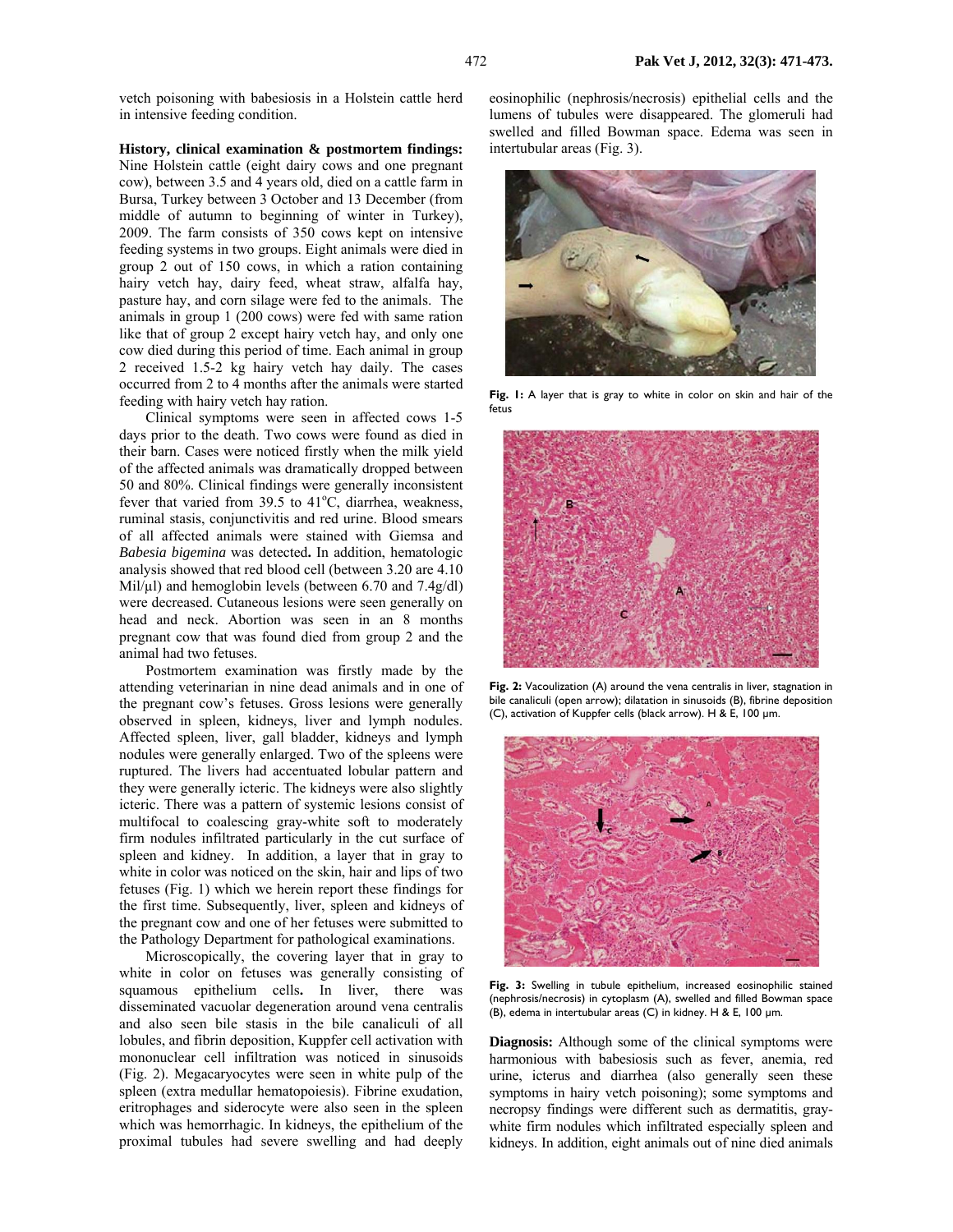vetch poisoning with babesiosis in a Holstein cattle herd in intensive feeding condition.

**History, clinical examination & postmortem findings:** Nine Holstein cattle (eight dairy cows and one pregnant cow), between 3.5 and 4 years old, died on a cattle farm in Bursa, Turkey between 3 October and 13 December (from middle of autumn to beginning of winter in Turkey), 2009. The farm consists of 350 cows kept on intensive feeding systems in two groups. Eight animals were died in group 2 out of 150 cows, in which a ration containing hairy vetch hay, dairy feed, wheat straw, alfalfa hay, pasture hay, and corn silage were fed to the animals. The animals in group 1 (200 cows) were fed with same ration like that of group 2 except hairy vetch hay, and only one cow died during this period of time. Each animal in group 2 received 1.5-2 kg hairy vetch hay daily. The cases occurred from 2 to 4 months after the animals were started feeding with hairy vetch hay ration.

Clinical symptoms were seen in affected cows 1-5 days prior to the death. Two cows were found as died in their barn. Cases were noticed firstly when the milk yield of the affected animals was dramatically dropped between 50 and 80%. Clinical findings were generally inconsistent fever that varied from 39.5 to 41°C, diarrhea, weakness, ruminal stasis, conjunctivitis and red urine. Blood smears of all affected animals were stained with Giemsa and *Babesia bigemina* was detected**.** In addition, hematologic analysis showed that red blood cell (between 3.20 are 4.10 Mil/μl) and hemoglobin levels (between 6.70 and 7.4g/dl) were decreased. Cutaneous lesions were seen generally on head and neck. Abortion was seen in an 8 months pregnant cow that was found died from group 2 and the animal had two fetuses.

Postmortem examination was firstly made by the attending veterinarian in nine dead animals and in one of the pregnant cow's fetuses. Gross lesions were generally observed in spleen, kidneys, liver and lymph nodules. Affected spleen, liver, gall bladder, kidneys and lymph nodules were generally enlarged. Two of the spleens were ruptured. The livers had accentuated lobular pattern and they were generally icteric. The kidneys were also slightly icteric. There was a pattern of systemic lesions consist of multifocal to coalescing gray-white soft to moderately firm nodules infiltrated particularly in the cut surface of spleen and kidney. In addition, a layer that in gray to white in color was noticed on the skin, hair and lips of two fetuses (Fig. 1) which we herein report these findings for the first time. Subsequently, liver, spleen and kidneys of the pregnant cow and one of her fetuses were submitted to the Pathology Department for pathological examinations.

Microscopically, the covering layer that in gray to white in color on fetuses was generally consisting of squamous epithelium cells**.** In liver, there was disseminated vacuolar degeneration around vena centralis and also seen bile stasis in the bile canaliculi of all lobules, and fibrin deposition, Kuppfer cell activation with mononuclear cell infiltration was noticed in sinusoids (Fig. 2). Megacaryocytes were seen in white pulp of the spleen (extra medullar hematopoiesis). Fibrine exudation, eritrophages and siderocyte were also seen in the spleen which was hemorrhagic. In kidneys, the epithelium of the proximal tubules had severe swelling and had deeply eosinophilic (nephrosis/necrosis) epithelial cells and the lumens of tubules were disappeared. The glomeruli had swelled and filled Bowman space. Edema was seen in intertubular areas (Fig. 3).

**Fig. 1:** A layer that is gray to white in color on skin and hair of the fetus

**Fig. 2:** Vacoulization (A) around the vena centralis in liver, stagnation in bile canaliculi (open arrow); dilatation in sinusoids (B), fibrine deposition (C), activation of Kuppfer cells (black arrow). H & E, 100 μm.

**Fig. 3:** Swelling in tubule epithelium, increased eosinophilic stained (nephrosis/necrosis) in cytoplasm (A), swelled and filled Bowman space (B), edema in intertubular areas (C) in kidney. H & E, 100 μm.

**Diagnosis:** Although some of the clinical symptoms were harmonious with babesiosis such as fever, anemia, red urine, icterus and diarrhea (also generally seen these symptoms in hairy vetch poisoning); some symptoms and necropsy findings were different such as dermatitis, gray-white firm nodules which infiltrated especially spleen and kidneys. In addition, eight animals out of nine died animals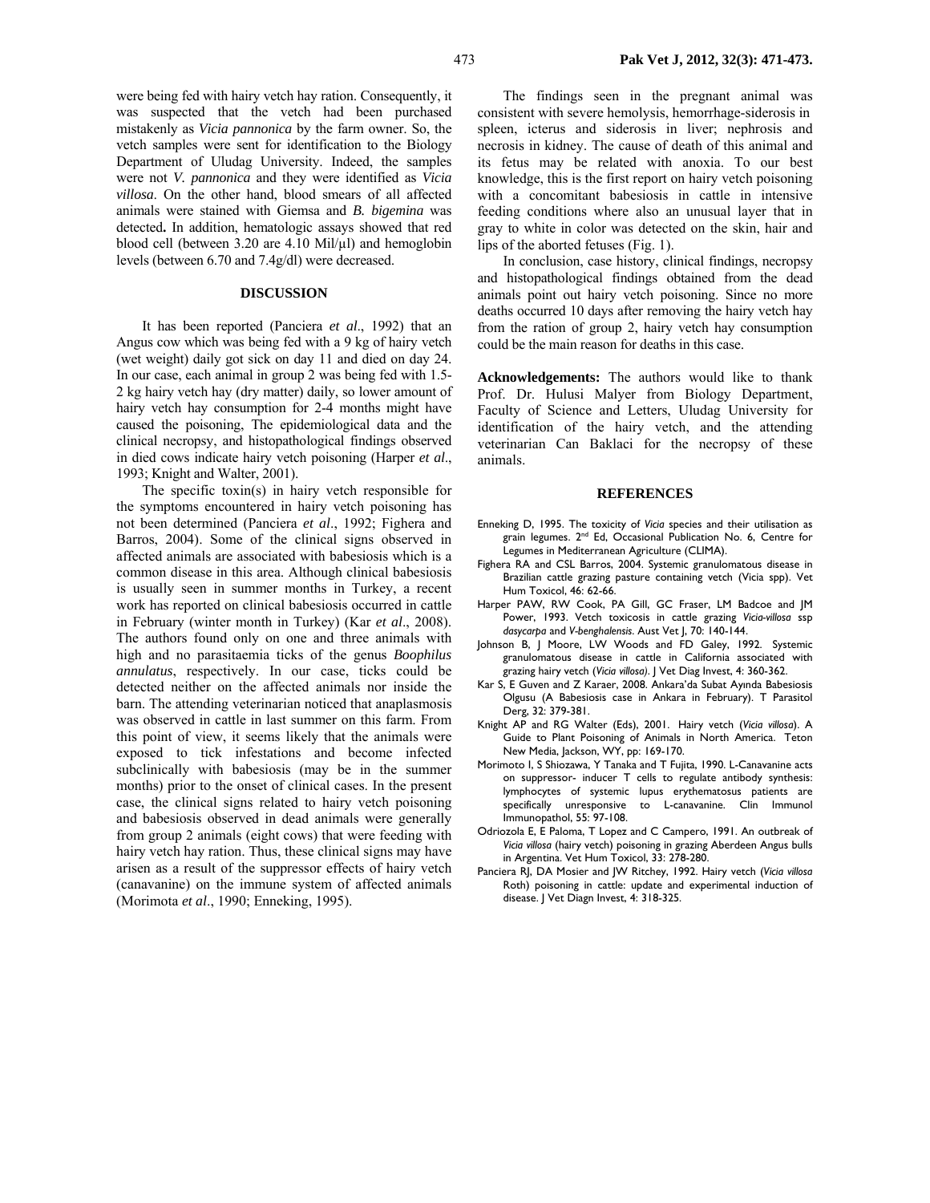were being fed with hairy vetch hay ration. Consequently, it was suspected that the vetch had been purchased mistakenly as *Vicia pannonica* by the farm owner. So, the vetch samples were sent for identification to the Biology Department of Uludag University. Indeed, the samples were not *V. pannonica* and they were identified as *Vicia villosa*. On the other hand, blood smears of all affected animals were stained with Giemsa and *B. bigemina* was detected**.** In addition, hematologic assays showed that red blood cell (between 3.20 are 4.10 Mil/µl) and hemoglobin levels (between 6.70 and 7.4g/dl) were decreased.

## DISCUSSION

It has been reported (Panciera *et al*., 1992) that an Angus cow which was being fed with a 9 kg of hairy vetch (wet weight) daily got sick on day 11 and died on day 24. In our case, each animal in group 2 was being fed with 1.5-2 kg hairy vetch hay (dry matter) daily, so lower amount of hairy vetch hay consumption for 2-4 months might have caused the poisoning, The epidemiological data and the clinical necropsy, and histopathological findings observed in died cows indicate hairy vetch poisoning (Harper *et al*., 1993; Knight and Walter, 2001).

The specific toxin(s) in hairy vetch responsible for the symptoms encountered in hairy vetch poisoning has not been determined (Panciera *et al*., 1992; Fighera and Barros, 2004). Some of the clinical signs observed in affected animals are associated with babesiosis which is a common disease in this area. Although clinical babesiosis is usually seen in summer months in Turkey, a recent work has reported on clinical babesiosis occurred in cattle in February (winter month in Turkey) (Kar *et al*., 2008). The authors found only on one and three animals with high and no parasitaemia ticks of the genus *Boophilus annulatus*, respectively. In our case, ticks could be detected neither on the affected animals nor inside the barn. The attending veterinarian noticed that anaplasmosis was observed in cattle in last summer on this farm. From this point of view, it seems likely that the animals were exposed to tick infestations and become infected subclinically with babesiosis (may be in the summer months) prior to the onset of clinical cases. In the present case, the clinical signs related to hairy vetch poisoning and babesiosis observed in dead animals were generally from group 2 animals (eight cows) that were feeding with hairy vetch hay ration. Thus, these clinical signs may have arisen as a result of the suppressor effects of hairy vetch (canavanine) on the immune system of affected animals (Morimota *et al*., 1990; Enneking, 1995).

The findings seen in the pregnant animal was consistent with severe hemolysis, hemorrhage-siderosis in spleen, icterus and siderosis in liver; nephrosis and necrosis in kidney. The cause of death of this animal and its fetus may be related with anoxia. To our best knowledge, this is the first report on hairy vetch poisoning with a concomitant babesiosis in cattle in intensive feeding conditions where also an unusual layer that in gray to white in color was detected on the skin, hair and lips of the aborted fetuses (Fig. 1).

In conclusion, case history, clinical findings, necropsy and histopathological findings obtained from the dead animals point out hairy vetch poisoning. Since no more deaths occurred 10 days after removing the hairy vetch hay from the ration of group 2, hairy vetch hay consumption could be the main reason for deaths in this case.

**Acknowledgements:** The authors would like to thank Prof. Dr. Hulusi Malyer from Biology Department, Faculty of Science and Letters, Uludag University for identification of the hairy vetch, and the attending veterinarian Can Baklaci for the necropsy of these animals.

## REFERENCES

Enneking D, 1995. The toxicity of *Vicia* species and their utilisation as grain legumes. 2nd Ed, Occasional Publication No. 6, Centre for Legumes in Mediterranean Agriculture (CLIMA).

Fighera RA and CSL Barros, 2004. Systemic granulomatous disease in Brazilian cattle grazing pasture containing vetch (Vicia spp). Vet Hum Toxicol, 46: 62-66.

Harper PAW, RW Cook, PA Gill, GC Fraser, LM Badcoe and JM Power, 1993. Vetch toxicosis in cattle grazing *Vicia-villosa* ssp *dasycarpa* and *V-benghalensis*. Aust Vet J, 70: 140-144.

Johnson B, J Moore, LW Woods and FD Galey, 1992. Systemic granulomatous disease in cattle in California associated with grazing hairy vetch (*Vicia villosa*). J Vet Diag Invest, 4: 360-362.

Kar S, E Guven and Z Karaer, 2008. Ankara'da Subat Ayında Babesiosis Olgusu (A Babesiosis case in Ankara in February). T Parasitol Derg, 32: 379-381.

Knight AP and RG Walter (Eds), 2001. Hairy vetch (*Vicia villosa*). A Guide to Plant Poisoning of Animals in North America. Teton New Media, Jackson, WY, pp: 169-170.

Morimoto I, S Shiozawa, Y Tanaka and T Fujita, 1990. L-Canavanine acts on suppressor- inducer T cells to regulate antibody synthesis: lymphocytes of systemic lupus erythematosus patients are specifically unresponsive to L-canavanine. Clin Immunol Immunopathol, 55: 97-108.

Odriozola E, E Paloma, T Lopez and C Campero, 1991. An outbreak of *Vicia villosa* (hairy vetch) poisoning in grazing Aberdeen Angus bulls in Argentina. Vet Hum Toxicol, 33: 278-280.

Panciera RJ, DA Mosier and JW Ritchey, 1992. Hairy vetch (*Vicia villosa* Roth) poisoning in cattle: update and experimental induction of disease. J Vet Diagn Invest, 4: 318-325.